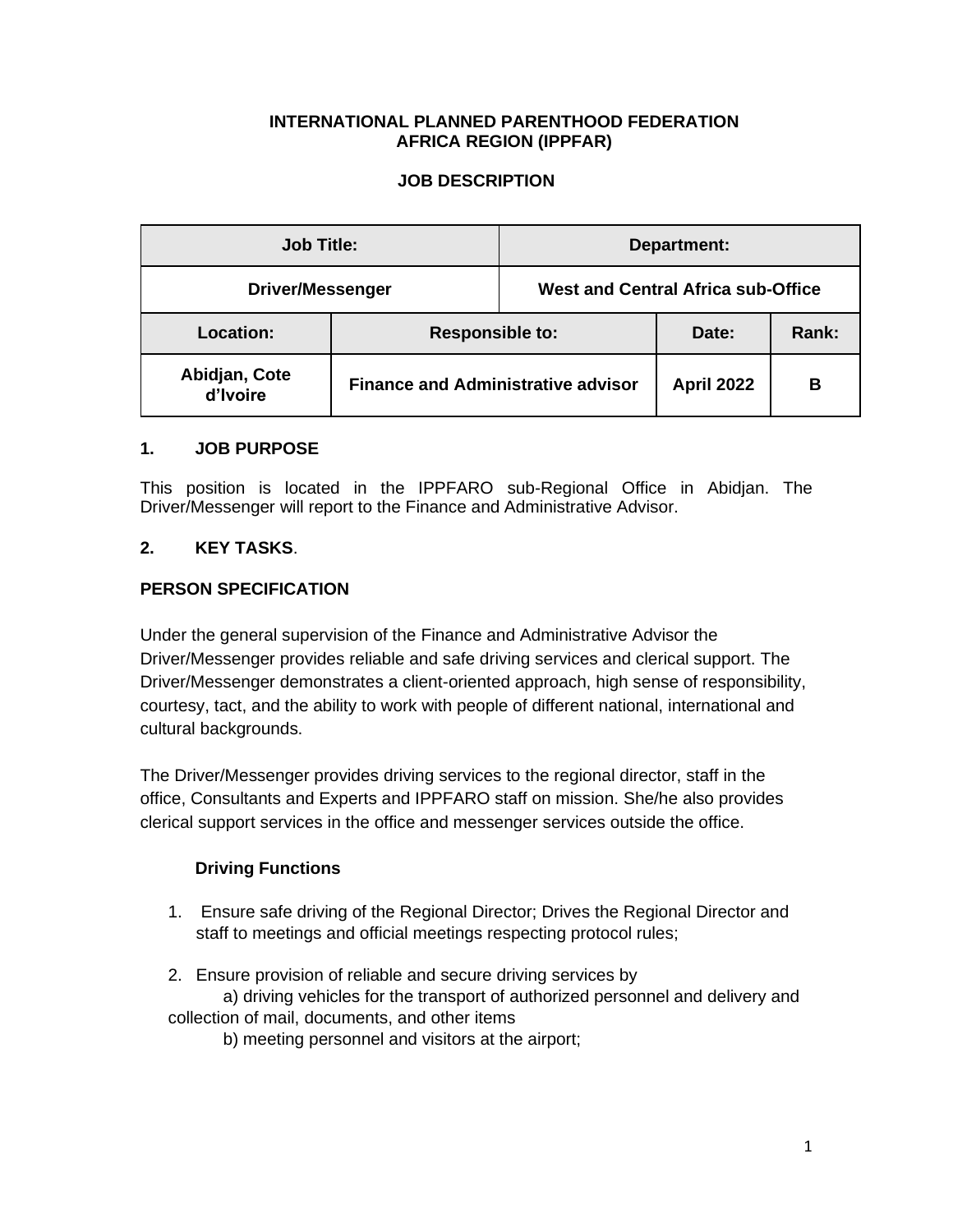**INTERNATIONAL PLANNED PARENTHOOD FEDERATION**
**AFRICA REGION (IPPFAR)**

**JOB DESCRIPTION**

| Job Title: | | Department: | |
|---|---|---|---|
| Driver/Messenger | | West and Central Africa sub-Office | |
| **Location:** | **Responsible to:** | **Date:** | **Rank:** |
| **Abidjan, Cote d'Ivoire** | **Finance and Administrative advisor** | **April 2022** | **B** |

## 1. JOB PURPOSE

This position is located in the IPPFARO sub-Regional Office in Abidjan. The Driver/Messenger will report to the Finance and Administrative Advisor.

## 2. KEY TASKS.

## PERSON SPECIFICATION

Under the general supervision of the Finance and Administrative Advisor the Driver/Messenger provides reliable and safe driving services and clerical support. The Driver/Messenger demonstrates a client-oriented approach, high sense of responsibility, courtesy, tact, and the ability to work with people of different national, international and cultural backgrounds.

The Driver/Messenger provides driving services to the regional director, staff in the office, Consultants and Experts and IPPFARO staff on mission. She/he also provides clerical support services in the office and messenger services outside the office.

### Driving Functions

1. Ensure safe driving of the Regional Director; Drives the Regional Director and staff to meetings and official meetings respecting protocol rules;

2. Ensure provision of reliable and secure driving services by
   a) driving vehicles for the transport of authorized personnel and delivery and collection of mail, documents, and other items
   b) meeting personnel and visitors at the airport;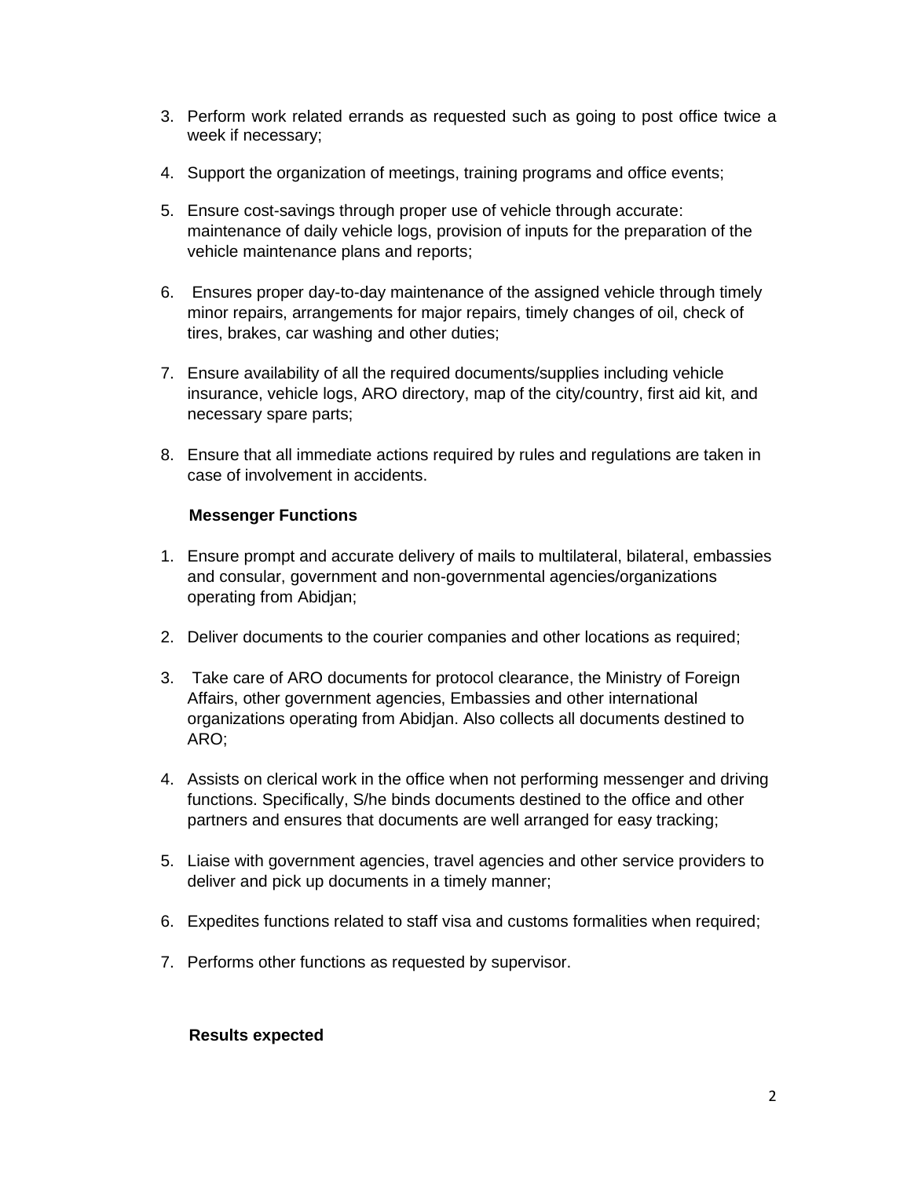3. Perform work related errands as requested such as going to post office twice a week if necessary;

4. Support the organization of meetings, training programs and office events;

5. Ensure cost-savings through proper use of vehicle through accurate: maintenance of daily vehicle logs, provision of inputs for the preparation of the vehicle maintenance plans and reports;

6. Ensures proper day-to-day maintenance of the assigned vehicle through timely minor repairs, arrangements for major repairs, timely changes of oil, check of tires, brakes, car washing and other duties;

7. Ensure availability of all the required documents/supplies including vehicle insurance, vehicle logs, ARO directory, map of the city/country, first aid kit, and necessary spare parts;

8. Ensure that all immediate actions required by rules and regulations are taken in case of involvement in accidents.

**Messenger Functions**

1. Ensure prompt and accurate delivery of mails to multilateral, bilateral, embassies and consular, government and non-governmental agencies/organizations operating from Abidjan;

2. Deliver documents to the courier companies and other locations as required;

3. Take care of ARO documents for protocol clearance, the Ministry of Foreign Affairs, other government agencies, Embassies and other international organizations operating from Abidjan. Also collects all documents destined to ARO;

4. Assists on clerical work in the office when not performing messenger and driving functions. Specifically, S/he binds documents destined to the office and other partners and ensures that documents are well arranged for easy tracking;

5. Liaise with government agencies, travel agencies and other service providers to deliver and pick up documents in a timely manner;

6. Expedites functions related to staff visa and customs formalities when required;

7. Performs other functions as requested by supervisor.

**Results expected**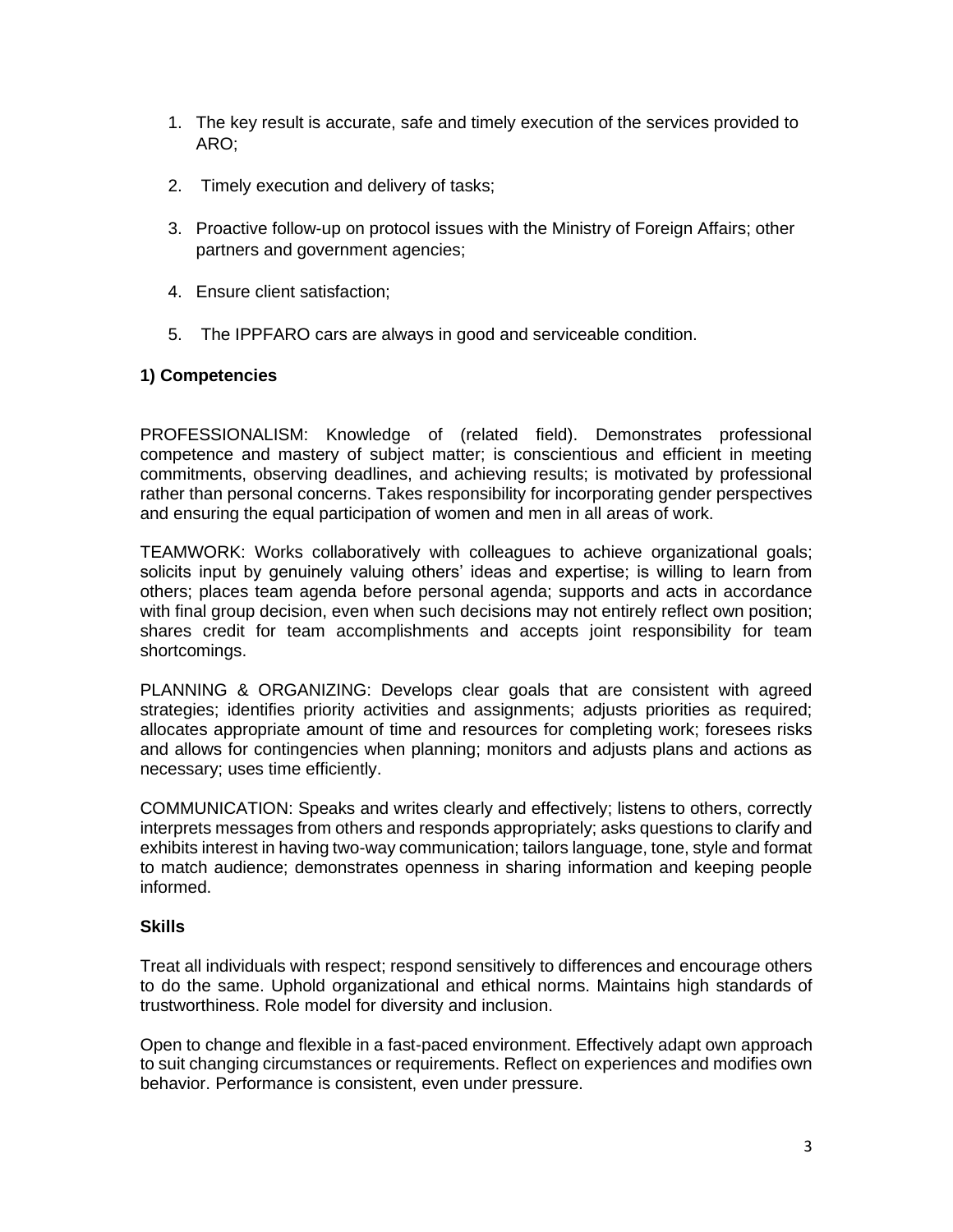1. The key result is accurate, safe and timely execution of the services provided to ARO;
2. Timely execution and delivery of tasks;
3. Proactive follow-up on protocol issues with the Ministry of Foreign Affairs; other partners and government agencies;
4. Ensure client satisfaction;
5. The IPPFARO cars are always in good and serviceable condition.

**1) Competencies**

PROFESSIONALISM: Knowledge of (related field). Demonstrates professional competence and mastery of subject matter; is conscientious and efficient in meeting commitments, observing deadlines, and achieving results; is motivated by professional rather than personal concerns. Takes responsibility for incorporating gender perspectives and ensuring the equal participation of women and men in all areas of work.

TEAMWORK: Works collaboratively with colleagues to achieve organizational goals; solicits input by genuinely valuing others' ideas and expertise; is willing to learn from others; places team agenda before personal agenda; supports and acts in accordance with final group decision, even when such decisions may not entirely reflect own position; shares credit for team accomplishments and accepts joint responsibility for team shortcomings.

PLANNING & ORGANIZING: Develops clear goals that are consistent with agreed strategies; identifies priority activities and assignments; adjusts priorities as required; allocates appropriate amount of time and resources for completing work; foresees risks and allows for contingencies when planning; monitors and adjusts plans and actions as necessary; uses time efficiently.

COMMUNICATION: Speaks and writes clearly and effectively; listens to others, correctly interprets messages from others and responds appropriately; asks questions to clarify and exhibits interest in having two-way communication; tailors language, tone, style and format to match audience; demonstrates openness in sharing information and keeping people informed.

**Skills**

Treat all individuals with respect; respond sensitively to differences and encourage others to do the same. Uphold organizational and ethical norms. Maintains high standards of trustworthiness. Role model for diversity and inclusion.

Open to change and flexible in a fast-paced environment. Effectively adapt own approach to suit changing circumstances or requirements. Reflect on experiences and modifies own behavior. Performance is consistent, even under pressure.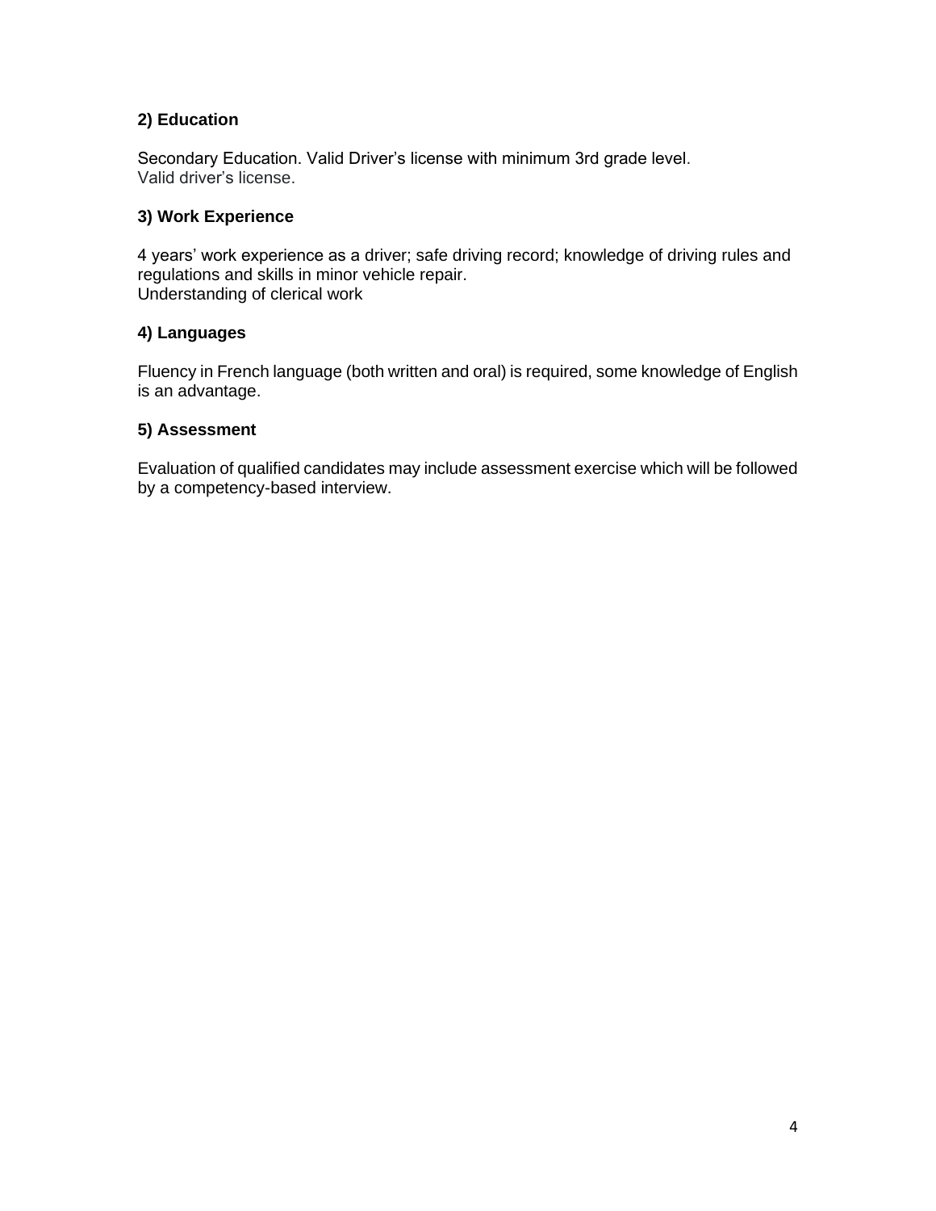### 2) Education

Secondary Education. Valid Driver's license with minimum 3rd grade level.
Valid driver's license.

### 3) Work Experience

4 years' work experience as a driver; safe driving record; knowledge of driving rules and regulations and skills in minor vehicle repair.
Understanding of clerical work

### 4) Languages

Fluency in French language (both written and oral) is required, some knowledge of English is an advantage.

### 5) Assessment

Evaluation of qualified candidates may include assessment exercise which will be followed by a competency-based interview.